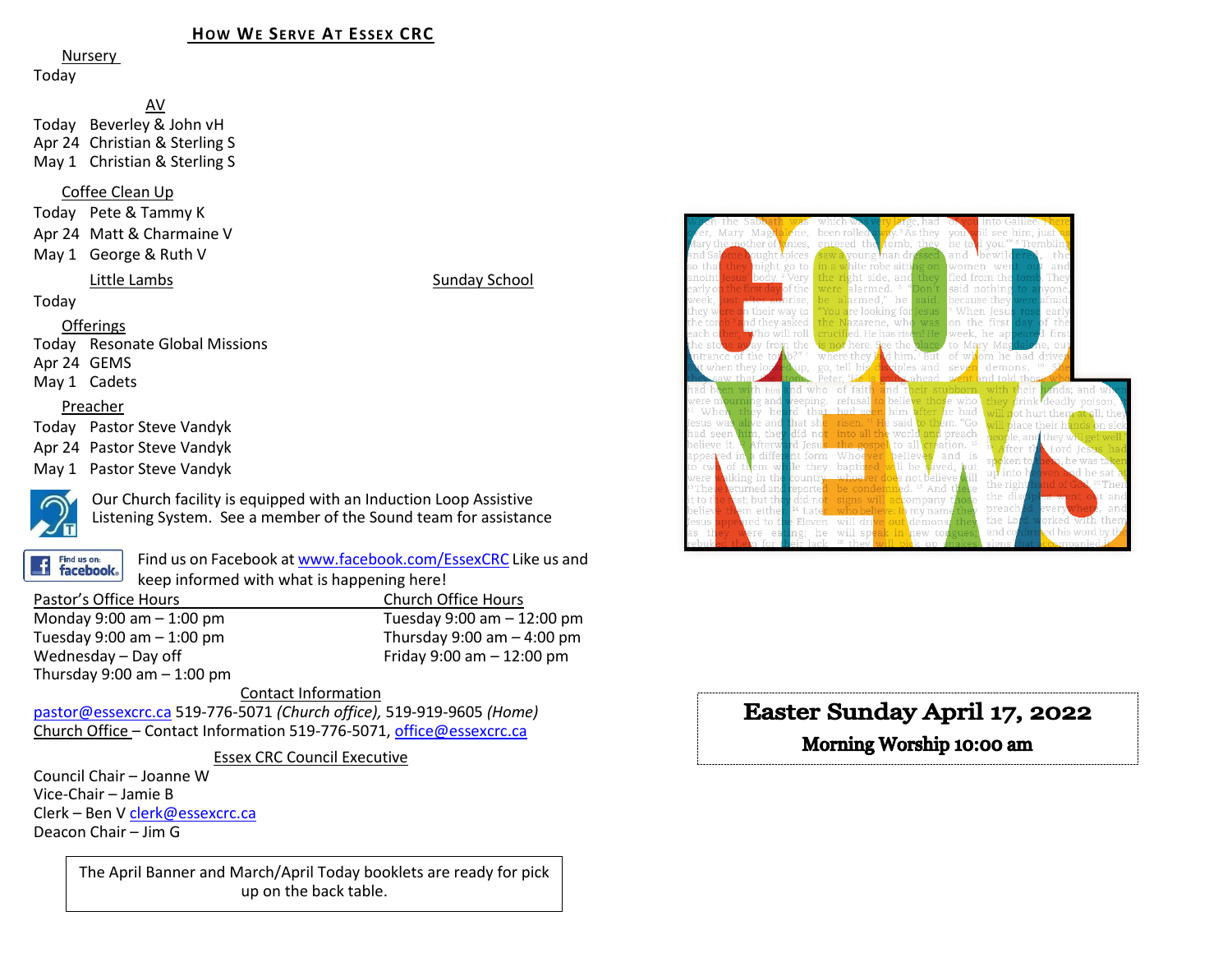## How We Serve At Essex CRC

Nursery

Today

AV

Today Beverley & John vH
Apr 24 Christian & Sterling S
May 1 Christian & Sterling S

Coffee Clean Up

Today Pete & Tammy K
Apr 24 Matt & Charmaine V
May 1 George & Ruth V

Little Lambs

Sunday School

Today

Offerings

Today Resonate Global Missions
Apr 24 GEMS
May 1 Cadets

Preacher

Today Pastor Steve Vandyk
Apr 24 Pastor Steve Vandyk
May 1 Pastor Steve Vandyk

Our Church facility is equipped with an Induction Loop Assistive Listening System. See a member of the Sound team for assistance

Find us on Facebook at www.facebook.com/EssexCRC Like us and keep informed with what is happening here!

| Pastor's Office Hours | Church Office Hours |
|---|---|
| Monday 9:00 am – 1:00 pm | Tuesday 9:00 am – 12:00 pm |
| Tuesday 9:00 am – 1:00 pm | Thursday 9:00 am – 4:00 pm |
| Wednesday – Day off | Friday 9:00 am – 12:00 pm |
| Thursday 9:00 am – 1:00 pm | |

Contact Information

pastor@essexcrc.ca 519-776-5071 *(Church office)*, 519-919-9605 *(Home)*
Church Office – Contact Information 519-776-5071, office@essexcrc.ca

Essex CRC Council Executive

Council Chair – Joanne W
Vice-Chair – Jamie B
Clerk – Ben V clerk@essexcrc.ca
Deacon Chair – Jim G

The April Banner and March/April Today booklets are ready for pick up on the back table.

# Easter Sunday April 17, 2022

**Morning Worship 10:00 am**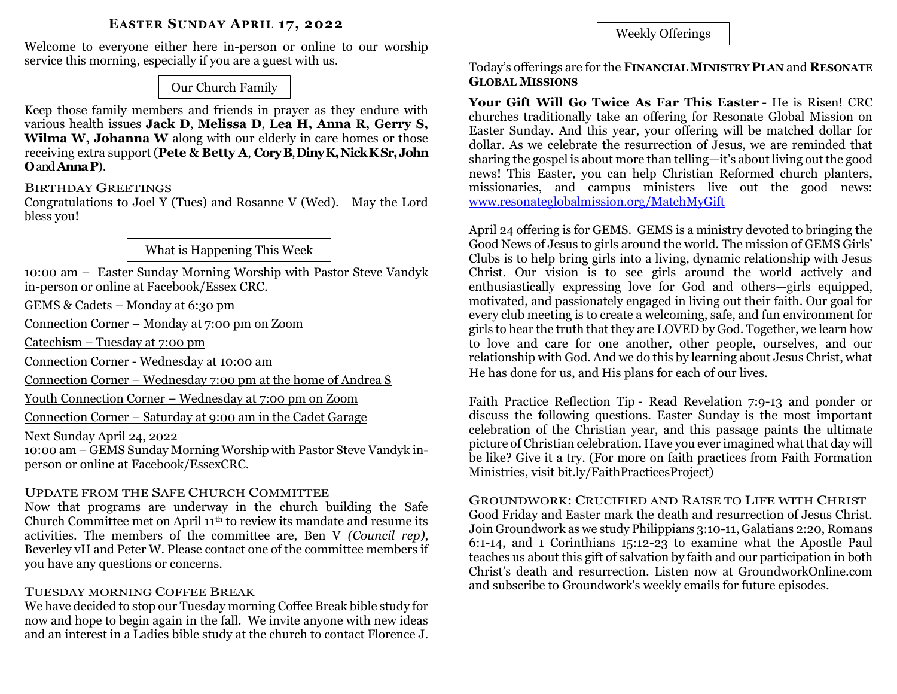## Easter Sunday April 17, 2022

Welcome to everyone either here in-person or online to our worship service this morning, especially if you are a guest with us.

### Our Church Family

Keep those family members and friends in prayer as they endure with various health issues **Jack D**, **Melissa D**, **Lea H, Anna R, Gerry S, Wilma W, Johanna W** along with our elderly in care homes or those receiving extra support (**Pete & Betty A**, **Cory B**, **Diny K, Nick K Sr, John O** and **Anna P**).

### Birthday Greetings

Congratulations to Joel Y (Tues) and Rosanne V (Wed). May the Lord bless you!

### What is Happening This Week

10:00 am – Easter Sunday Morning Worship with Pastor Steve Vandyk in-person or online at Facebook/Essex CRC.

GEMS & Cadets – Monday at 6:30 pm

Connection Corner – Monday at 7:00 pm on Zoom

Catechism – Tuesday at 7:00 pm

Connection Corner - Wednesday at 10:00 am

Connection Corner – Wednesday 7:00 pm at the home of Andrea S

Youth Connection Corner – Wednesday at 7:00 pm on Zoom

Connection Corner – Saturday at 9:00 am in the Cadet Garage

Next Sunday April 24, 2022
10:00 am – GEMS Sunday Morning Worship with Pastor Steve Vandyk in-person or online at Facebook/EssexCRC.

### Update from the Safe Church Committee

Now that programs are underway in the church building the Safe Church Committee met on April 11th to review its mandate and resume its activities. The members of the committee are, Ben V *(Council rep)*, Beverley vH and Peter W. Please contact one of the committee members if you have any questions or concerns.

### Tuesday morning Coffee Break

We have decided to stop our Tuesday morning Coffee Break bible study for now and hope to begin again in the fall. We invite anyone with new ideas and an interest in a Ladies bible study at the church to contact Florence J.

### Weekly Offerings

Today's offerings are for the **Financial Ministry Plan** and **Resonate Global Missions**

**Your Gift Will Go Twice As Far This Easter** - He is Risen! CRC churches traditionally take an offering for Resonate Global Mission on Easter Sunday. And this year, your offering will be matched dollar for dollar. As we celebrate the resurrection of Jesus, we are reminded that sharing the gospel is about more than telling—it's about living out the good news! This Easter, you can help Christian Reformed church planters, missionaries, and campus ministers live out the good news: www.resonateglobalmission.org/MatchMyGift

April 24 offering is for GEMS. GEMS is a ministry devoted to bringing the Good News of Jesus to girls around the world. The mission of GEMS Girls' Clubs is to help bring girls into a living, dynamic relationship with Jesus Christ. Our vision is to see girls around the world actively and enthusiastically expressing love for God and others—girls equipped, motivated, and passionately engaged in living out their faith. Our goal for every club meeting is to create a welcoming, safe, and fun environment for girls to hear the truth that they are LOVED by God. Together, we learn how to love and care for one another, other people, ourselves, and our relationship with God. And we do this by learning about Jesus Christ, what He has done for us, and His plans for each of our lives.

Faith Practice Reflection Tip - Read Revelation 7:9-13 and ponder or discuss the following questions. Easter Sunday is the most important celebration of the Christian year, and this passage paints the ultimate picture of Christian celebration. Have you ever imagined what that day will be like? Give it a try. (For more on faith practices from Faith Formation Ministries, visit bit.ly/FaithPracticesProject)

### Groundwork: Crucified and Raise to Life with Christ

Good Friday and Easter mark the death and resurrection of Jesus Christ. Join Groundwork as we study Philippians 3:10-11, Galatians 2:20, Romans 6:1-14, and 1 Corinthians 15:12-23 to examine what the Apostle Paul teaches us about this gift of salvation by faith and our participation in both Christ's death and resurrection. Listen now at GroundworkOnline.com and subscribe to Groundwork's weekly emails for future episodes.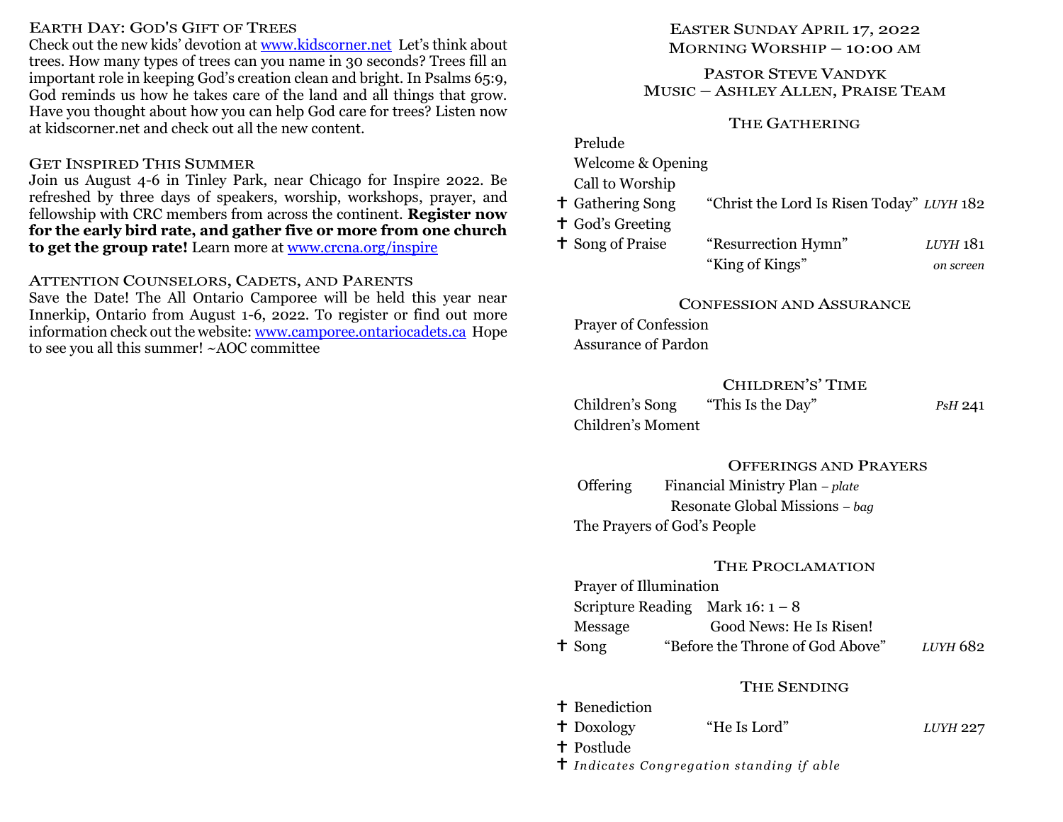## Earth Day: God's Gift of Trees

Check out the new kids' devotion at www.kidscorner.net Let's think about trees. How many types of trees can you name in 30 seconds? Trees fill an important role in keeping God's creation clean and bright. In Psalms 65:9, God reminds us how he takes care of the land and all things that grow. Have you thought about how you can help God care for trees? Listen now at kidscorner.net and check out all the new content.

## Get Inspired This Summer

Join us August 4-6 in Tinley Park, near Chicago for Inspire 2022. Be refreshed by three days of speakers, worship, workshops, prayer, and fellowship with CRC members from across the continent. **Register now for the early bird rate, and gather five or more from one church to get the group rate!** Learn more at www.crcna.org/inspire

## Attention Counselors, Cadets, and Parents

Save the Date! The All Ontario Camporee will be held this year near Innerkip, Ontario from August 1-6, 2022. To register or find out more information check out the website: www.camporee.ontariocadets.ca Hope to see you all this summer! ~AOC committee

# Easter Sunday April 17, 2022
# Morning Worship – 10:00 AM

Pastor Steve Vandyk
Music – Ashley Allen, Praise Team

## The Gathering

Prelude
Welcome & Opening
Call to Worship
✝ Gathering Song — "Christ the Lord Is Risen Today" *LUYH* 182
✝ God's Greeting
✝ Song of Praise — "Resurrection Hymn" *LUYH* 181
"King of Kings" *on screen*

## Confession and Assurance

Prayer of Confession
Assurance of Pardon

## Childrens' Time

Children's Song — "This Is the Day" *PsH* 241
Children's Moment

## Offerings and Prayers

Offering — Financial Ministry Plan – *plate*
Resonate Global Missions – *bag*
The Prayers of God's People

## The Proclamation

Prayer of Illumination
Scripture Reading — Mark 16: 1 – 8
Message — Good News: He Is Risen!
✝ Song — "Before the Throne of God Above" *LUYH* 682

## The Sending

✝ Benediction
✝ Doxology — "He Is Lord" *LUYH* 227
✝ Postlude
✝ *Indicates Congregation standing if able*